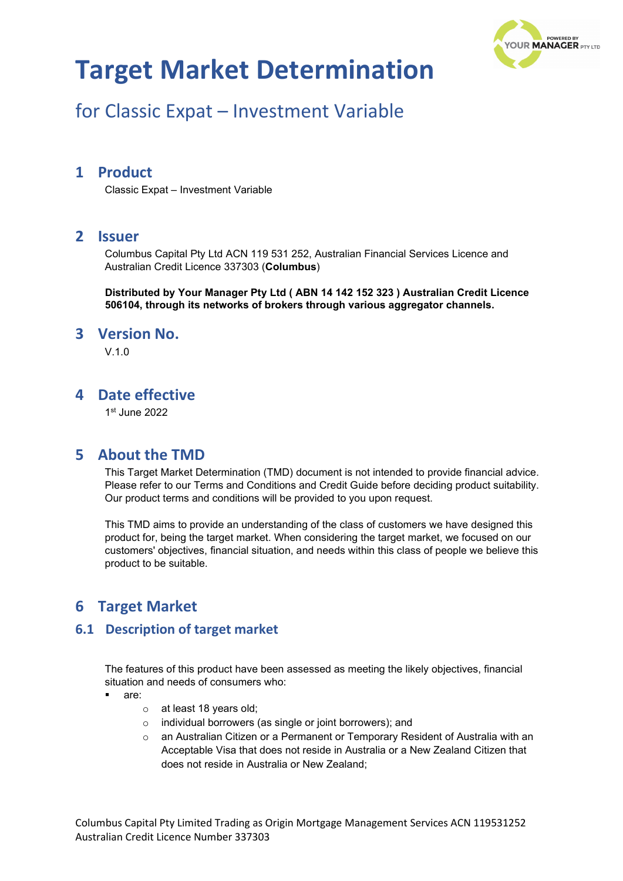# Target Market Determination

## for Classic Expat – Investment Variable

## 1 Product

Classic Expat – Investment Variable

## 2 Issuer

Columbus Capital Pty Ltd ACN 119 531 252, Australian Financial Services Licence and Australian Credit Licence 337303 (**Columbus**)

**Distributed by Your Manager Pty Ltd ( ABN 14 142 152 323 ) Australian Credit Licence 506104, through its networks of brokers through various aggregator channels.**

## 3 Version No.

V.1.0

## 4 Date effective

1st June 2022

## 5 About the TMD

This Target Market Determination (TMD) document is not intended to provide financial advice. Please refer to our Terms and Conditions and Credit Guide before deciding product suitability. Our product terms and conditions will be provided to you upon request.

This TMD aims to provide an understanding of the class of customers we have designed this product for, being the target market. When considering the target market, we focused on our customers' objectives, financial situation, and needs within this class of people we believe this product to be suitable.

## 6 Target Market

### 6.1 Description of target market

The features of this product have been assessed as meeting the likely objectives, financial situation and needs of consumers who:

- are:
  - at least 18 years old;
  - individual borrowers (as single or joint borrowers); and
  - an Australian Citizen or a Permanent or Temporary Resident of Australia with an Acceptable Visa that does not reside in Australia or a New Zealand Citizen that does not reside in Australia or New Zealand;

Columbus Capital Pty Limited Trading as Origin Mortgage Management Services ACN 119531252
Australian Credit Licence Number 337303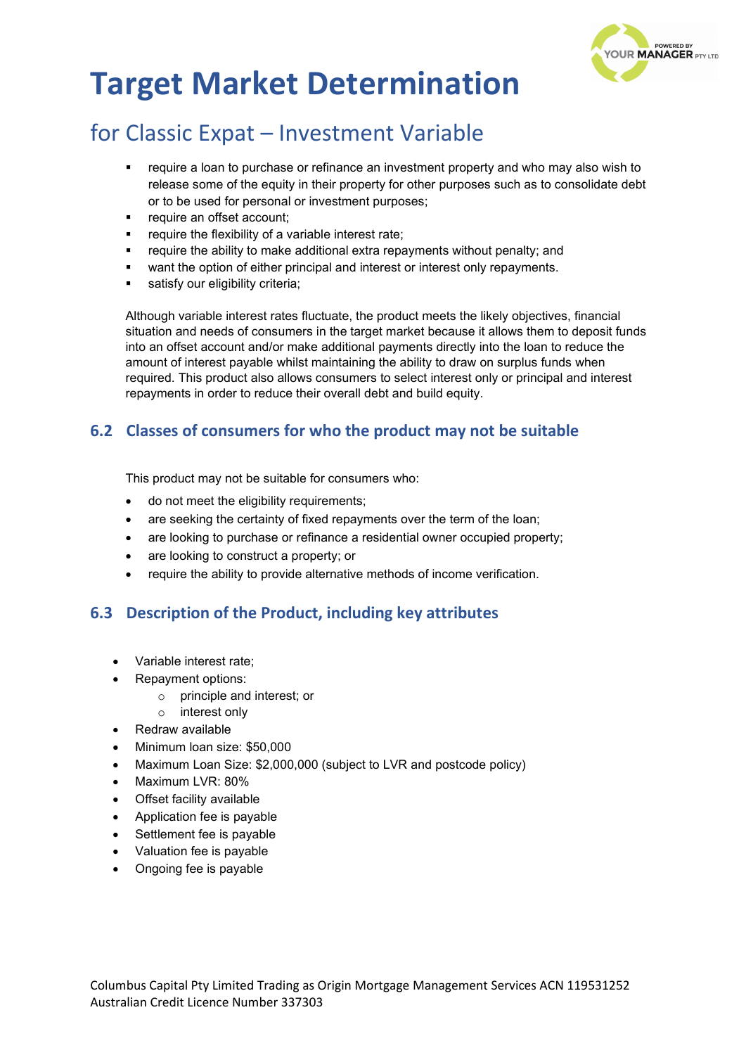# Target Market Determination

## for Classic Expat – Investment Variable

- require a loan to purchase or refinance an investment property and who may also wish to release some of the equity in their property for other purposes such as to consolidate debt or to be used for personal or investment purposes;
- require an offset account;
- require the flexibility of a variable interest rate;
- require the ability to make additional extra repayments without penalty; and
- want the option of either principal and interest or interest only repayments.
- satisfy our eligibility criteria;

Although variable interest rates fluctuate, the product meets the likely objectives, financial situation and needs of consumers in the target market because it allows them to deposit funds into an offset account and/or make additional payments directly into the loan to reduce the amount of interest payable whilst maintaining the ability to draw on surplus funds when required. This product also allows consumers to select interest only or principal and interest repayments in order to reduce their overall debt and build equity.

### 6.2 Classes of consumers for who the product may not be suitable

This product may not be suitable for consumers who:

- do not meet the eligibility requirements;
- are seeking the certainty of fixed repayments over the term of the loan;
- are looking to purchase or refinance a residential owner occupied property;
- are looking to construct a property; or
- require the ability to provide alternative methods of income verification.

### 6.3 Description of the Product, including key attributes

- Variable interest rate;
- Repayment options:
  - principle and interest; or
  - interest only
- Redraw available
- Minimum loan size: $50,000
- Maximum Loan Size: $2,000,000 (subject to LVR and postcode policy)
- Maximum LVR: 80%
- Offset facility available
- Application fee is payable
- Settlement fee is payable
- Valuation fee is payable
- Ongoing fee is payable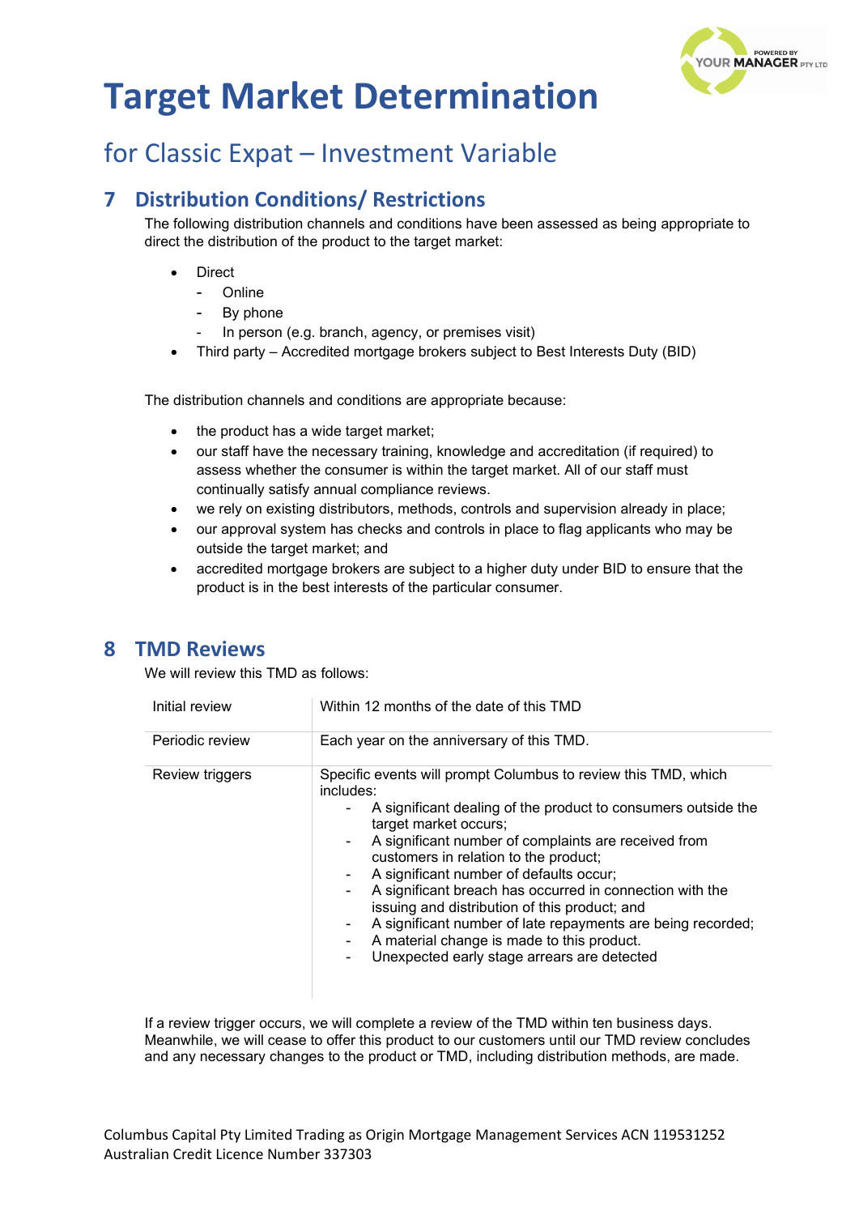# Target Market Determination

## for Classic Expat – Investment Variable

## 7 Distribution Conditions/ Restrictions

The following distribution channels and conditions have been assessed as being appropriate to direct the distribution of the product to the target market:

- Direct
  - Online
  - By phone
  - In person (e.g. branch, agency, or premises visit)
- Third party – Accredited mortgage brokers subject to Best Interests Duty (BID)

The distribution channels and conditions are appropriate because:

- the product has a wide target market;
- our staff have the necessary training, knowledge and accreditation (if required) to assess whether the consumer is within the target market. All of our staff must continually satisfy annual compliance reviews.
- we rely on existing distributors, methods, controls and supervision already in place;
- our approval system has checks and controls in place to flag applicants who may be outside the target market; and
- accredited mortgage brokers are subject to a higher duty under BID to ensure that the product is in the best interests of the particular consumer.

## 8 TMD Reviews

We will review this TMD as follows:

| | |
|---|---|
| Initial review | Within 12 months of the date of this TMD |
| Periodic review | Each year on the anniversary of this TMD. |
| Review triggers | Specific events will prompt Columbus to review this TMD, which includes:<br>- A significant dealing of the product to consumers outside the target market occurs;<br>- A significant number of complaints are received from customers in relation to the product;<br>- A significant number of defaults occur;<br>- A significant breach has occurred in connection with the issuing and distribution of this product; and<br>- A significant number of late repayments are being recorded;<br>- A material change is made to this product.<br>- Unexpected early stage arrears are detected |

If a review trigger occurs, we will complete a review of the TMD within ten business days. Meanwhile, we will cease to offer this product to our customers until our TMD review concludes and any necessary changes to the product or TMD, including distribution methods, are made.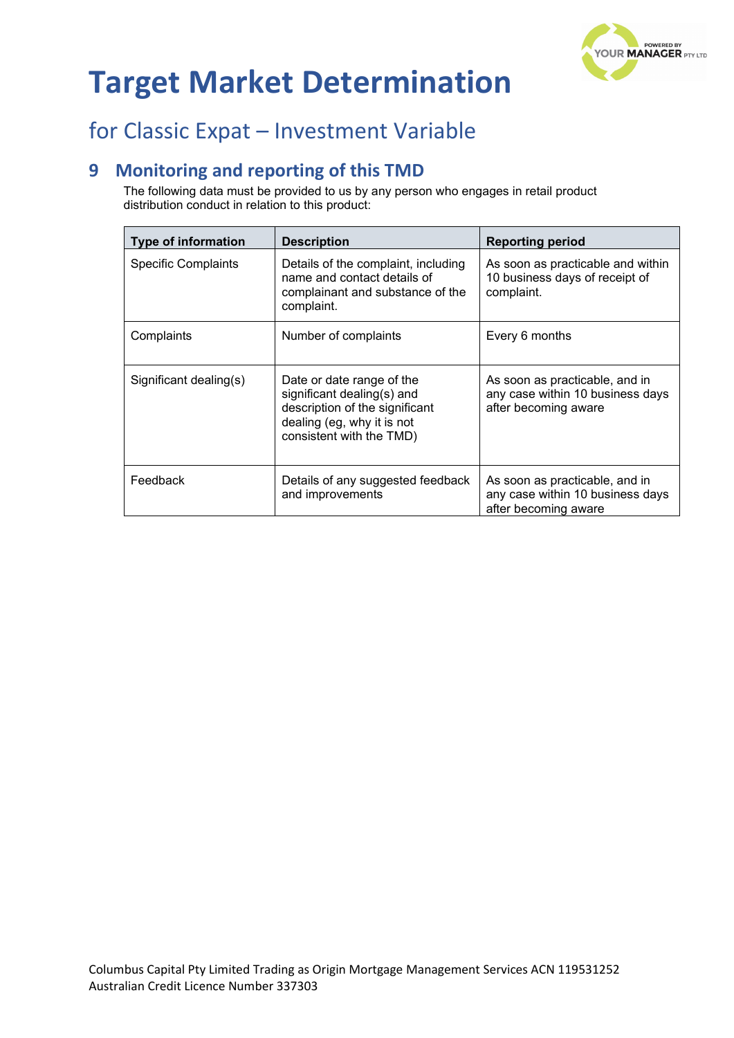# Target Market Determination

## for Classic Expat – Investment Variable

## 9 Monitoring and reporting of this TMD

The following data must be provided to us by any person who engages in retail product distribution conduct in relation to this product:

| Type of information | Description | Reporting period |
|---|---|---|
| Specific Complaints | Details of the complaint, including name and contact details of complainant and substance of the complaint. | As soon as practicable and within 10 business days of receipt of complaint. |
| Complaints | Number of complaints | Every 6 months |
| Significant dealing(s) | Date or date range of the significant dealing(s) and description of the significant dealing (eg, why it is not consistent with the TMD) | As soon as practicable, and in any case within 10 business days after becoming aware |
| Feedback | Details of any suggested feedback and improvements | As soon as practicable, and in any case within 10 business days after becoming aware |

Columbus Capital Pty Limited Trading as Origin Mortgage Management Services ACN 119531252
Australian Credit Licence Number 337303